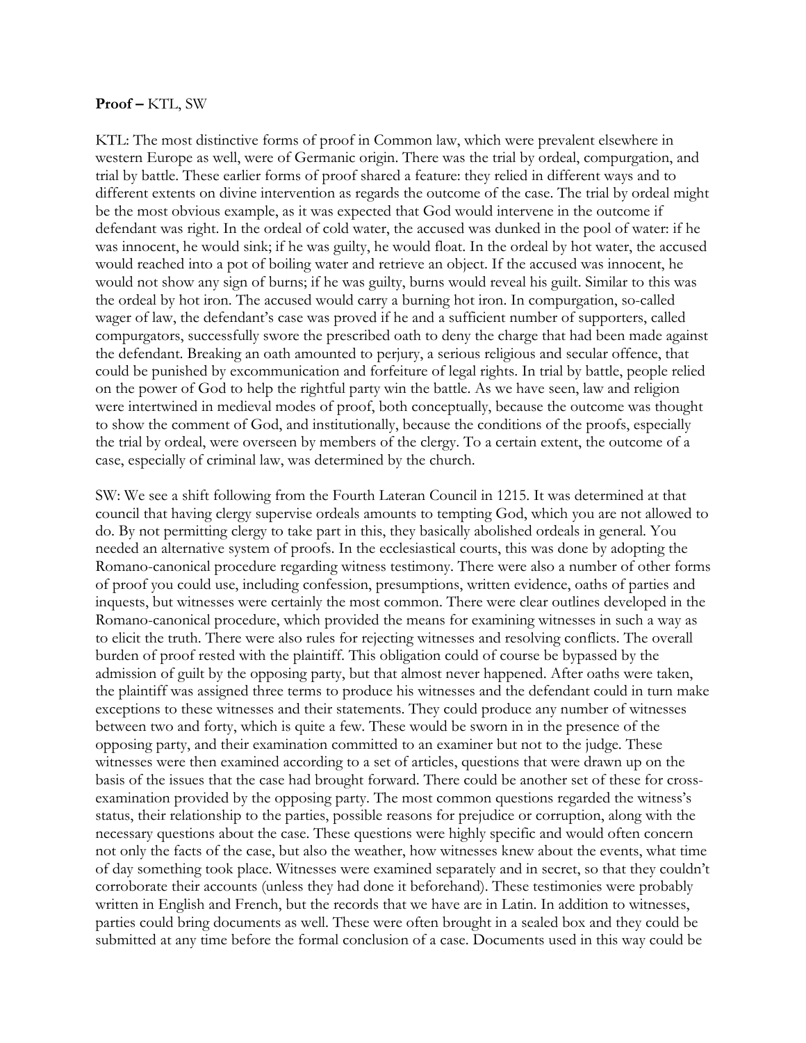**Proof –** KTL, SW

KTL: The most distinctive forms of proof in Common law, which were prevalent elsewhere in western Europe as well, were of Germanic origin. There was the trial by ordeal, compurgation, and trial by battle. These earlier forms of proof shared a feature: they relied in different ways and to different extents on divine intervention as regards the outcome of the case. The trial by ordeal might be the most obvious example, as it was expected that God would intervene in the outcome if defendant was right. In the ordeal of cold water, the accused was dunked in the pool of water: if he was innocent, he would sink; if he was guilty, he would float. In the ordeal by hot water, the accused would reached into a pot of boiling water and retrieve an object. If the accused was innocent, he would not show any sign of burns; if he was guilty, burns would reveal his guilt. Similar to this was the ordeal by hot iron. The accused would carry a burning hot iron. In compurgation, so-called wager of law, the defendant's case was proved if he and a sufficient number of supporters, called compurgators, successfully swore the prescribed oath to deny the charge that had been made against the defendant. Breaking an oath amounted to perjury, a serious religious and secular offence, that could be punished by excommunication and forfeiture of legal rights. In trial by battle, people relied on the power of God to help the rightful party win the battle. As we have seen, law and religion were intertwined in medieval modes of proof, both conceptually, because the outcome was thought to show the comment of God, and institutionally, because the conditions of the proofs, especially the trial by ordeal, were overseen by members of the clergy. To a certain extent, the outcome of a case, especially of criminal law, was determined by the church.

SW: We see a shift following from the Fourth Lateran Council in 1215. It was determined at that council that having clergy supervise ordeals amounts to tempting God, which you are not allowed to do. By not permitting clergy to take part in this, they basically abolished ordeals in general. You needed an alternative system of proofs. In the ecclesiastical courts, this was done by adopting the Romano-canonical procedure regarding witness testimony. There were also a number of other forms of proof you could use, including confession, presumptions, written evidence, oaths of parties and inquests, but witnesses were certainly the most common. There were clear outlines developed in the Romano-canonical procedure, which provided the means for examining witnesses in such a way as to elicit the truth. There were also rules for rejecting witnesses and resolving conflicts. The overall burden of proof rested with the plaintiff. This obligation could of course be bypassed by the admission of guilt by the opposing party, but that almost never happened. After oaths were taken, the plaintiff was assigned three terms to produce his witnesses and the defendant could in turn make exceptions to these witnesses and their statements. They could produce any number of witnesses between two and forty, which is quite a few. These would be sworn in in the presence of the opposing party, and their examination committed to an examiner but not to the judge. These witnesses were then examined according to a set of articles, questions that were drawn up on the basis of the issues that the case had brought forward. There could be another set of these for cross-examination provided by the opposing party. The most common questions regarded the witness's status, their relationship to the parties, possible reasons for prejudice or corruption, along with the necessary questions about the case. These questions were highly specific and would often concern not only the facts of the case, but also the weather, how witnesses knew about the events, what time of day something took place. Witnesses were examined separately and in secret, so that they couldn't corroborate their accounts (unless they had done it beforehand). These testimonies were probably written in English and French, but the records that we have are in Latin. In addition to witnesses, parties could bring documents as well. These were often brought in a sealed box and they could be submitted at any time before the formal conclusion of a case. Documents used in this way could be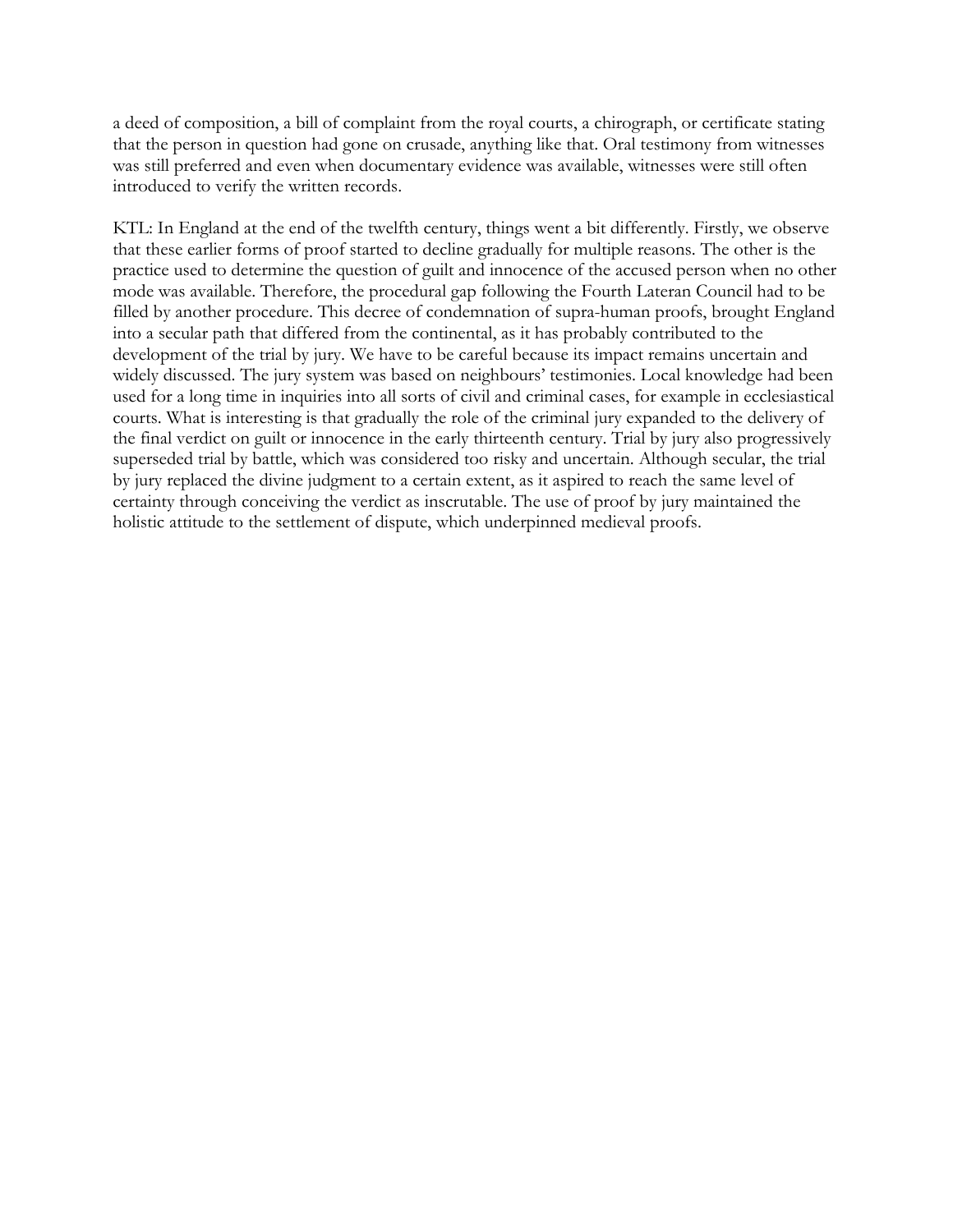a deed of composition, a bill of complaint from the royal courts, a chirograph, or certificate stating that the person in question had gone on crusade, anything like that. Oral testimony from witnesses was still preferred and even when documentary evidence was available, witnesses were still often introduced to verify the written records.

KTL: In England at the end of the twelfth century, things went a bit differently. Firstly, we observe that these earlier forms of proof started to decline gradually for multiple reasons. The other is the practice used to determine the question of guilt and innocence of the accused person when no other mode was available. Therefore, the procedural gap following the Fourth Lateran Council had to be filled by another procedure. This decree of condemnation of supra-human proofs, brought England into a secular path that differed from the continental, as it has probably contributed to the development of the trial by jury. We have to be careful because its impact remains uncertain and widely discussed. The jury system was based on neighbours' testimonies. Local knowledge had been used for a long time in inquiries into all sorts of civil and criminal cases, for example in ecclesiastical courts. What is interesting is that gradually the role of the criminal jury expanded to the delivery of the final verdict on guilt or innocence in the early thirteenth century. Trial by jury also progressively superseded trial by battle, which was considered too risky and uncertain. Although secular, the trial by jury replaced the divine judgment to a certain extent, as it aspired to reach the same level of certainty through conceiving the verdict as inscrutable. The use of proof by jury maintained the holistic attitude to the settlement of dispute, which underpinned medieval proofs.